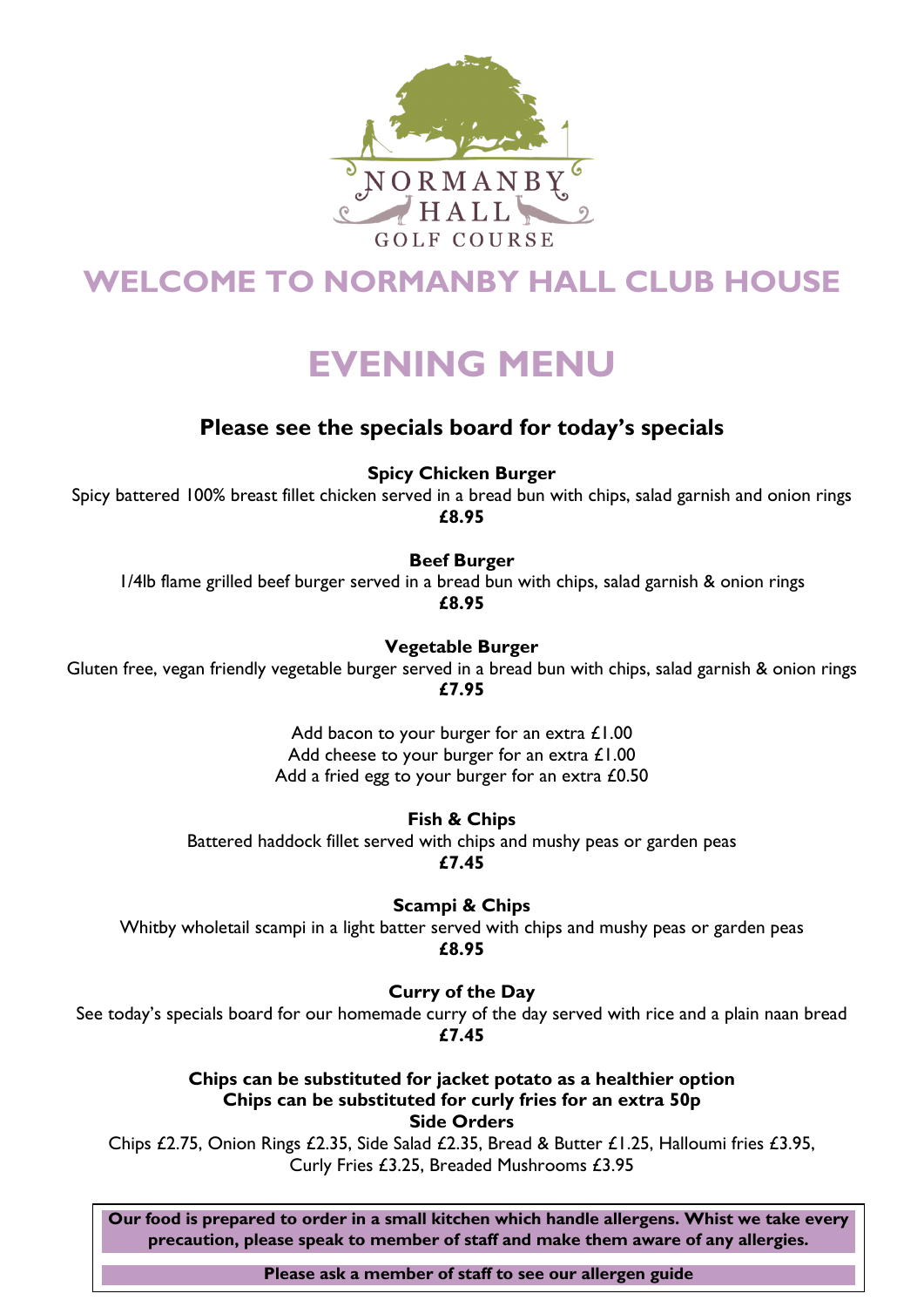NORMANBY HALL GOLF COURSE

# WELCOME TO NORMANBY HALL CLUB HOUSE

# EVENING MENU

## Please see the specials board for today's specials

**Spicy Chicken Burger**
Spicy battered 100% breast fillet chicken served in a bread bun with chips, salad garnish and onion rings
**£8.95**

**Beef Burger**
1/4lb flame grilled beef burger served in a bread bun with chips, salad garnish & onion rings
**£8.95**

**Vegetable Burger**
Gluten free, vegan friendly vegetable burger served in a bread bun with chips, salad garnish & onion rings
**£7.95**

Add bacon to your burger for an extra £1.00
Add cheese to your burger for an extra £1.00
Add a fried egg to your burger for an extra £0.50

**Fish & Chips**
Battered haddock fillet served with chips and mushy peas or garden peas
**£7.45**

**Scampi & Chips**
Whitby wholetail scampi in a light batter served with chips and mushy peas or garden peas
**£8.95**

**Curry of the Day**
See today's specials board for our homemade curry of the day served with rice and a plain naan bread
**£7.45**

**Chips can be substituted for jacket potato as a healthier option**
**Chips can be substituted for curly fries for an extra 50p**

**Side Orders**
Chips £2.75, Onion Rings £2.35, Side Salad £2.35, Bread & Butter £1.25, Halloumi fries £3.95, Curly Fries £3.25, Breaded Mushrooms £3.95

**Our food is prepared to order in a small kitchen which handle allergens. Whist we take every precaution, please speak to member of staff and make them aware of any allergies.**

**Please ask a member of staff to see our allergen guide**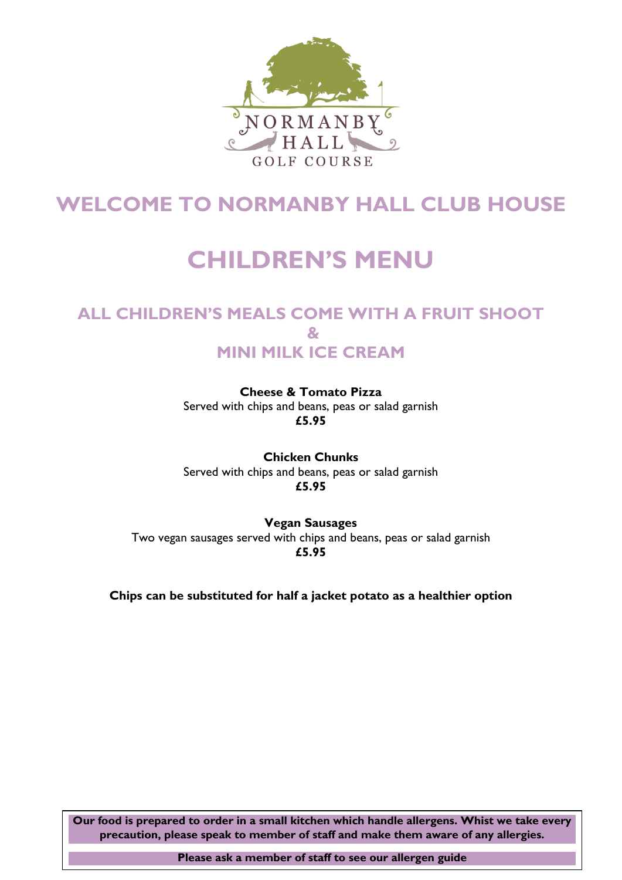NORMANBY HALL GOLF COURSE

# WELCOME TO NORMANBY HALL CLUB HOUSE

# CHILDREN'S MENU

## ALL CHILDREN'S MEALS COME WITH A FRUIT SHOOT & MINI MILK ICE CREAM

**Cheese & Tomato Pizza**
Served with chips and beans, peas or salad garnish
**£5.95**

**Chicken Chunks**
Served with chips and beans, peas or salad garnish
**£5.95**

**Vegan Sausages**
Two vegan sausages served with chips and beans, peas or salad garnish
**£5.95**

**Chips can be substituted for half a jacket potato as a healthier option**

**Our food is prepared to order in a small kitchen which handle allergens. Whist we take every precaution, please speak to member of staff and make them aware of any allergies.**

**Please ask a member of staff to see our allergen guide**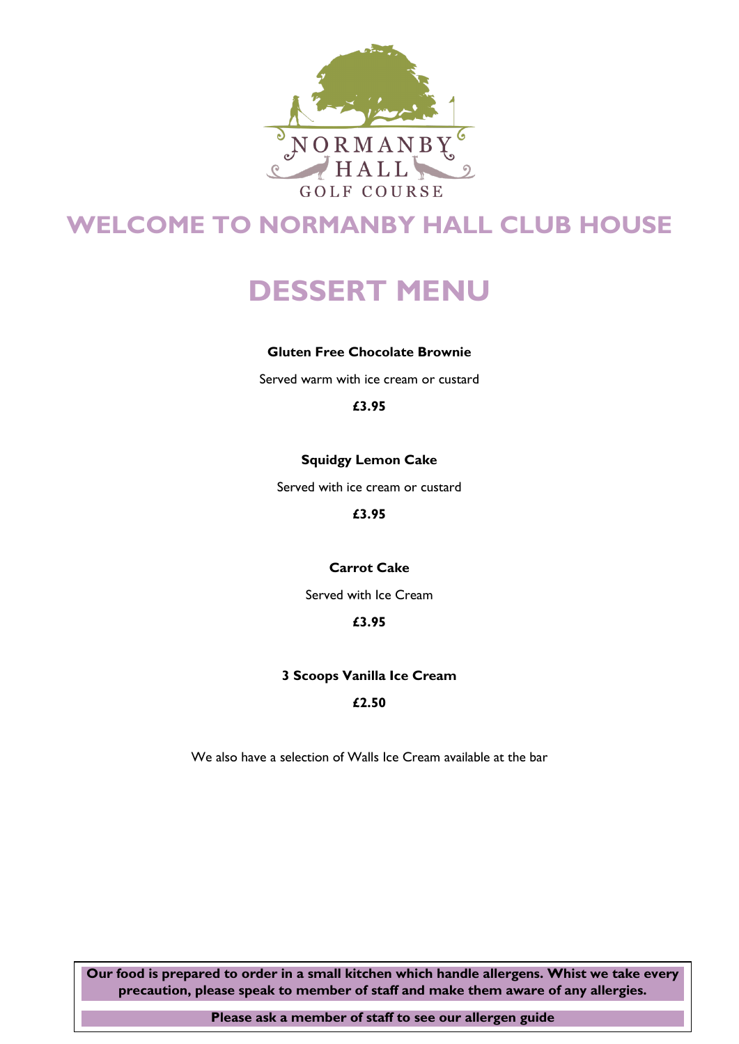NORMANBY HALL GOLF COURSE

# WELCOME TO NORMANBY HALL CLUB HOUSE

# DESSERT MENU

**Gluten Free Chocolate Brownie**

Served warm with ice cream or custard

**£3.95**

**Squidgy Lemon Cake**

Served with ice cream or custard

**£3.95**

**Carrot Cake**

Served with Ice Cream

**£3.95**

**3 Scoops Vanilla Ice Cream**

**£2.50**

We also have a selection of Walls Ice Cream available at the bar

**Our food is prepared to order in a small kitchen which handle allergens. Whist we take every precaution, please speak to member of staff and make them aware of any allergies.**

**Please ask a member of staff to see our allergen guide**